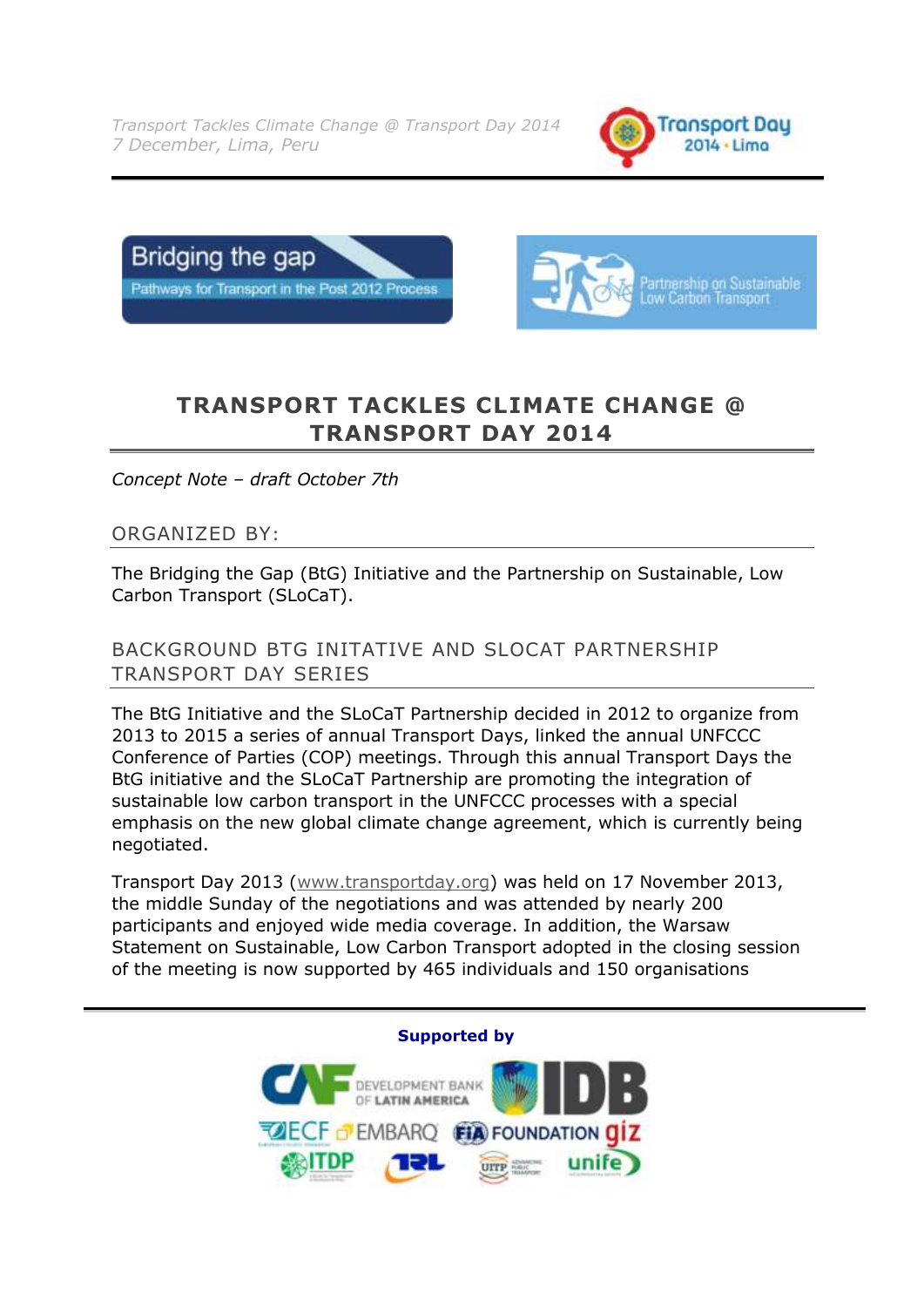# TRANSPORT TACKLES CLIMATE CHANGE @ TRANSPORT DAY 2014

*Concept Note – draft October 7th*

## ORGANIZED BY:

The Bridging the Gap (BtG) Initiative and the Partnership on Sustainable, Low Carbon Transport (SLoCaT).

## BACKGROUND BTG INITATIVE AND SLOCAT PARTNERSHIP TRANSPORT DAY SERIES

The BtG Initiative and the SLoCaT Partnership decided in 2012 to organize from 2013 to 2015 a series of annual Transport Days, linked the annual UNFCCC Conference of Parties (COP) meetings. Through this annual Transport Days the BtG initiative and the SLoCaT Partnership are promoting the integration of sustainable low carbon transport in the UNFCCC processes with a special emphasis on the new global climate change agreement, which is currently being negotiated.

Transport Day 2013 (www.transportday.org) was held on 17 November 2013, the middle Sunday of the negotiations and was attended by nearly 200 participants and enjoyed wide media coverage. In addition, the Warsaw Statement on Sustainable, Low Carbon Transport adopted in the closing session of the meeting is now supported by 465 individuals and 150 organisations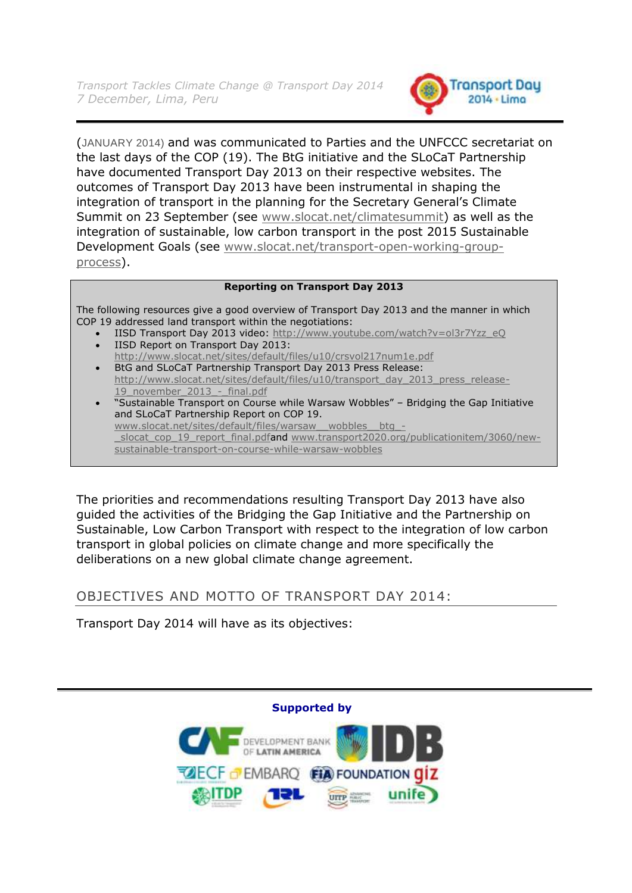(JANUARY 2014) and was communicated to Parties and the UNFCCC secretariat on the last days of the COP (19). The BtG initiative and the SLoCaT Partnership have documented Transport Day 2013 on their respective websites. The outcomes of Transport Day 2013 have been instrumental in shaping the integration of transport in the planning for the Secretary General's Climate Summit on 23 September (see www.slocat.net/climatesummit) as well as the integration of sustainable, low carbon transport in the post 2015 Sustainable Development Goals (see www.slocat.net/transport-open-working-group-process).

**Reporting on Transport Day 2013**

The following resources give a good overview of Transport Day 2013 and the manner in which COP 19 addressed land transport within the negotiations:

- IISD Transport Day 2013 video: http://www.youtube.com/watch?v=ol3r7Yzz_eQ
- IISD Report on Transport Day 2013: http://www.slocat.net/sites/default/files/u10/crsvol217num1e.pdf
- BtG and SLoCaT Partnership Transport Day 2013 Press Release: http://www.slocat.net/sites/default/files/u10/transport_day_2013_press_release-19_november_2013_-_final.pdf
- "Sustainable Transport on Course while Warsaw Wobbles" – Bridging the Gap Initiative and SLoCaT Partnership Report on COP 19. www.slocat.net/sites/default/files/warsaw__wobbles__btg_-_slocat_cop_19_report_final.pdfand www.transport2020.org/publicationitem/3060/new-sustainable-transport-on-course-while-warsaw-wobbles

The priorities and recommendations resulting Transport Day 2013 have also guided the activities of the Bridging the Gap Initiative and the Partnership on Sustainable, Low Carbon Transport with respect to the integration of low carbon transport in global policies on climate change and more specifically the deliberations on a new global climate change agreement.

## OBJECTIVES AND MOTTO OF TRANSPORT DAY 2014:

Transport Day 2014 will have as its objectives: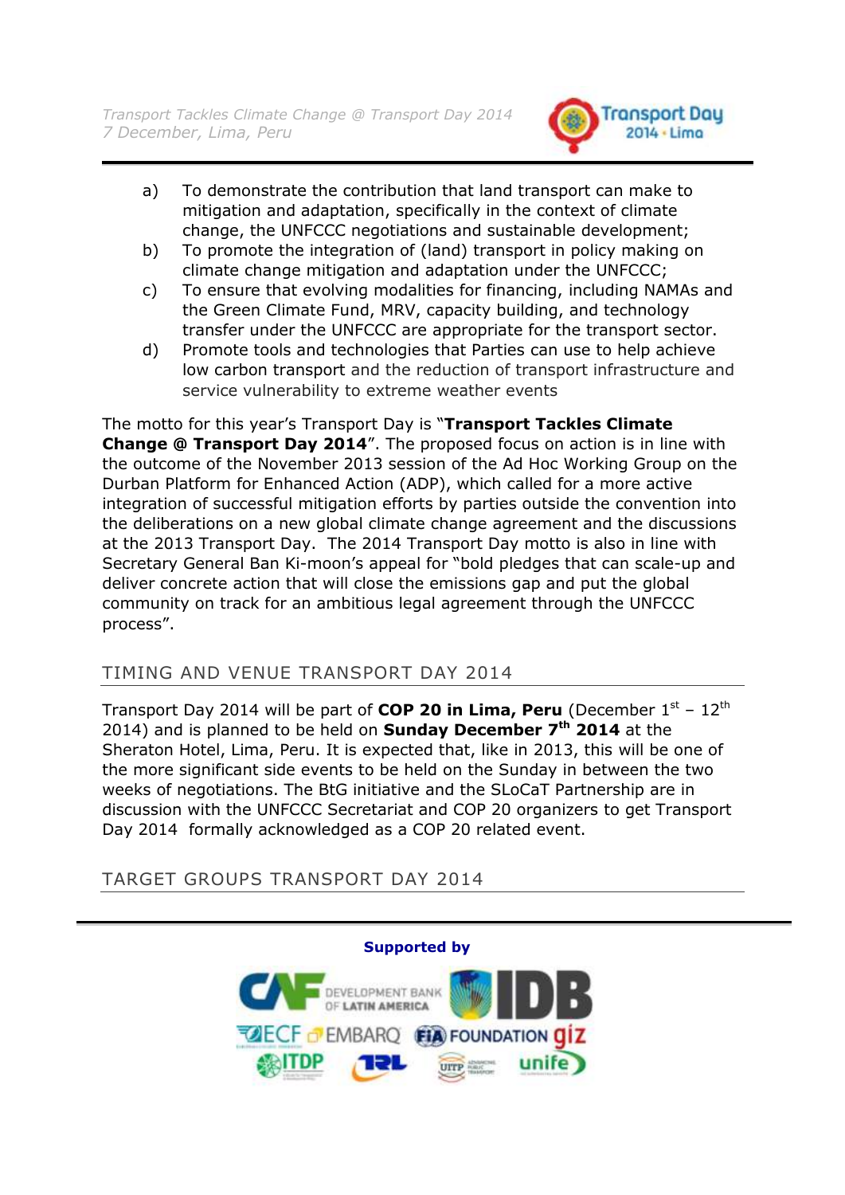a) To demonstrate the contribution that land transport can make to mitigation and adaptation, specifically in the context of climate change, the UNFCCC negotiations and sustainable development;
b) To promote the integration of (land) transport in policy making on climate change mitigation and adaptation under the UNFCCC;
c) To ensure that evolving modalities for financing, including NAMAs and the Green Climate Fund, MRV, capacity building, and technology transfer under the UNFCCC are appropriate for the transport sector.
d) Promote tools and technologies that Parties can use to help achieve low carbon transport and the reduction of transport infrastructure and service vulnerability to extreme weather events

The motto for this year's Transport Day is "**Transport Tackles Climate Change @ Transport Day 2014**". The proposed focus on action is in line with the outcome of the November 2013 session of the Ad Hoc Working Group on the Durban Platform for Enhanced Action (ADP), which called for a more active integration of successful mitigation efforts by parties outside the convention into the deliberations on a new global climate change agreement and the discussions at the 2013 Transport Day. The 2014 Transport Day motto is also in line with Secretary General Ban Ki-moon's appeal for "bold pledges that can scale-up and deliver concrete action that will close the emissions gap and put the global community on track for an ambitious legal agreement through the UNFCCC process".

## TIMING AND VENUE TRANSPORT DAY 2014

Transport Day 2014 will be part of **COP 20 in Lima, Peru** (December 1st – 12th 2014) and is planned to be held on **Sunday December 7th 2014** at the Sheraton Hotel, Lima, Peru. It is expected that, like in 2013, this will be one of the more significant side events to be held on the Sunday in between the two weeks of negotiations. The BtG initiative and the SLoCaT Partnership are in discussion with the UNFCCC Secretariat and COP 20 organizers to get Transport Day 2014 formally acknowledged as a COP 20 related event.

## TARGET GROUPS TRANSPORT DAY 2014

**Supported by**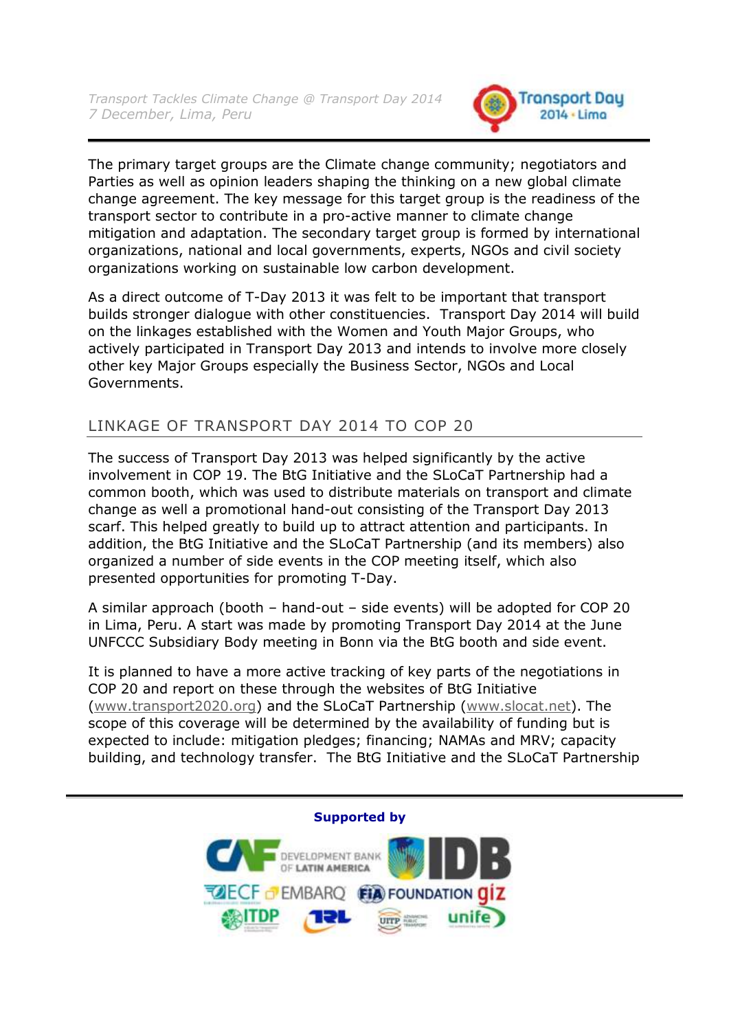The primary target groups are the Climate change community; negotiators and Parties as well as opinion leaders shaping the thinking on a new global climate change agreement. The key message for this target group is the readiness of the transport sector to contribute in a pro-active manner to climate change mitigation and adaptation. The secondary target group is formed by international organizations, national and local governments, experts, NGOs and civil society organizations working on sustainable low carbon development.

As a direct outcome of T-Day 2013 it was felt to be important that transport builds stronger dialogue with other constituencies.  Transport Day 2014 will build on the linkages established with the Women and Youth Major Groups, who actively participated in Transport Day 2013 and intends to involve more closely other key Major Groups especially the Business Sector, NGOs and Local Governments.

## LINKAGE OF TRANSPORT DAY 2014 TO COP 20

The success of Transport Day 2013 was helped significantly by the active involvement in COP 19. The BtG Initiative and the SLoCaT Partnership had a common booth, which was used to distribute materials on transport and climate change as well a promotional hand-out consisting of the Transport Day 2013 scarf. This helped greatly to build up to attract attention and participants. In addition, the BtG Initiative and the SLoCaT Partnership (and its members) also organized a number of side events in the COP meeting itself, which also presented opportunities for promoting T-Day.

A similar approach (booth – hand-out – side events) will be adopted for COP 20 in Lima, Peru. A start was made by promoting Transport Day 2014 at the June UNFCCC Subsidiary Body meeting in Bonn via the BtG booth and side event.

It is planned to have a more active tracking of key parts of the negotiations in COP 20 and report on these through the websites of BtG Initiative (www.transport2020.org) and the SLoCaT Partnership (www.slocat.net). The scope of this coverage will be determined by the availability of funding but is expected to include: mitigation pledges; financing; NAMAs and MRV; capacity building, and technology transfer.  The BtG Initiative and the SLoCaT Partnership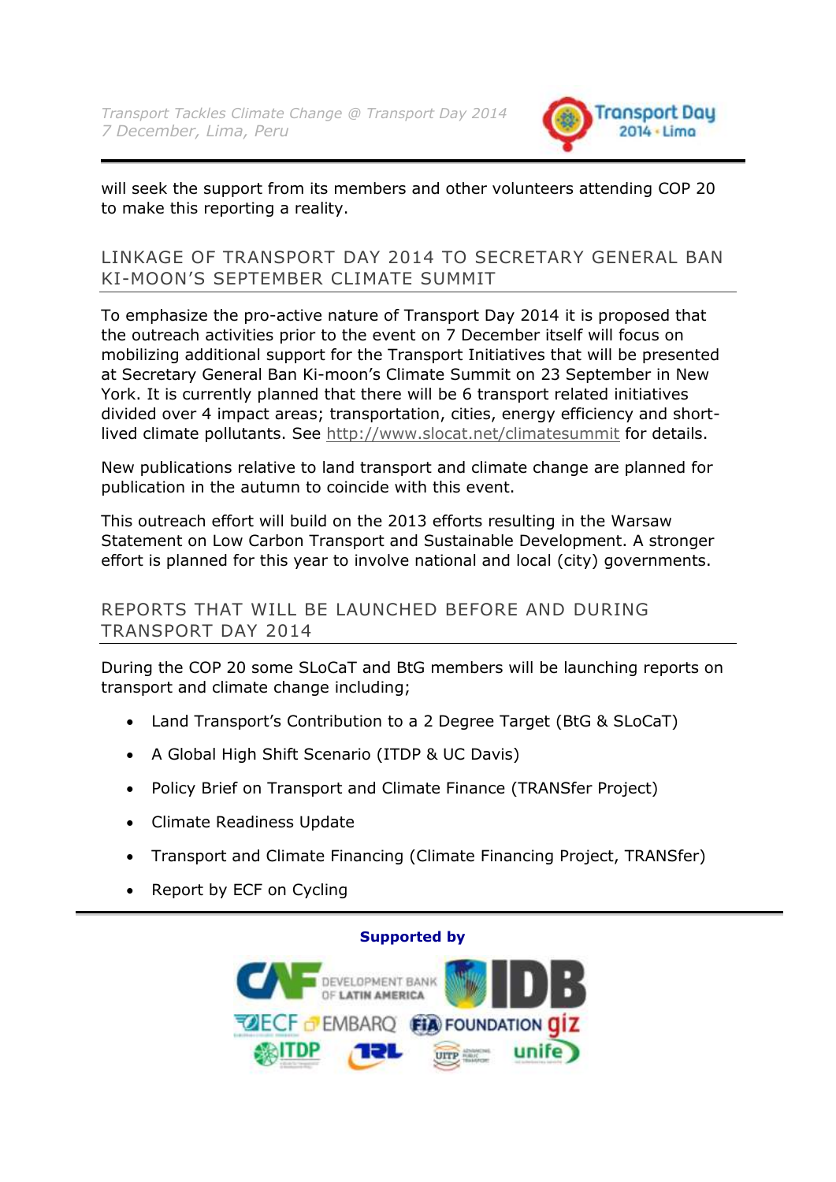will seek the support from its members and other volunteers attending COP 20 to make this reporting a reality.

## LINKAGE OF TRANSPORT DAY 2014 TO SECRETARY GENERAL BAN KI-MOON'S SEPTEMBER CLIMATE SUMMIT

To emphasize the pro-active nature of Transport Day 2014 it is proposed that the outreach activities prior to the event on 7 December itself will focus on mobilizing additional support for the Transport Initiatives that will be presented at Secretary General Ban Ki-moon's Climate Summit on 23 September in New York. It is currently planned that there will be 6 transport related initiatives divided over 4 impact areas; transportation, cities, energy efficiency and short-lived climate pollutants. See http://www.slocat.net/climatesummit for details.

New publications relative to land transport and climate change are planned for publication in the autumn to coincide with this event.

This outreach effort will build on the 2013 efforts resulting in the Warsaw Statement on Low Carbon Transport and Sustainable Development. A stronger effort is planned for this year to involve national and local (city) governments.

## REPORTS THAT WILL BE LAUNCHED BEFORE AND DURING TRANSPORT DAY 2014

During the COP 20 some SLoCaT and BtG members will be launching reports on transport and climate change including;

- Land Transport's Contribution to a 2 Degree Target (BtG & SLoCaT)
- A Global High Shift Scenario (ITDP & UC Davis)
- Policy Brief on Transport and Climate Finance (TRANSfer Project)
- Climate Readiness Update
- Transport and Climate Financing (Climate Financing Project, TRANSfer)
- Report by ECF on Cycling

**Supported by**

CAF Development Bank of Latin America, IDB, ECF, EMBARQ, FIA Foundation, giz, ITDP, TRL, UITP, unife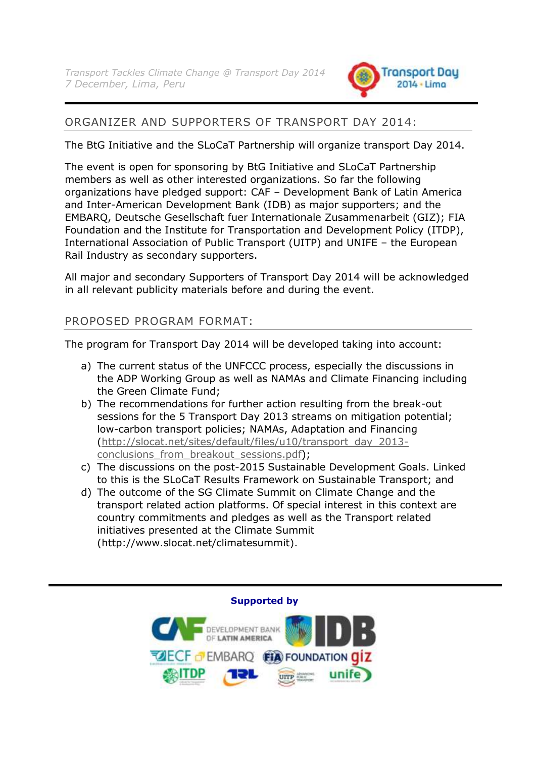## ORGANIZER AND SUPPORTERS OF TRANSPORT DAY 2014:

The BtG Initiative and the SLoCaT Partnership will organize transport Day 2014.

The event is open for sponsoring by BtG Initiative and SLoCaT Partnership members as well as other interested organizations. So far the following organizations have pledged support: CAF – Development Bank of Latin America and Inter-American Development Bank (IDB) as major supporters; and the EMBARQ, Deutsche Gesellschaft fuer Internationale Zusammenarbeit (GIZ); FIA Foundation and the Institute for Transportation and Development Policy (ITDP), International Association of Public Transport (UITP) and UNIFE – the European Rail Industry as secondary supporters.

All major and secondary Supporters of Transport Day 2014 will be acknowledged in all relevant publicity materials before and during the event.

## PROPOSED PROGRAM FORMAT:

The program for Transport Day 2014 will be developed taking into account:

a) The current status of the UNFCCC process, especially the discussions in the ADP Working Group as well as NAMAs and Climate Financing including the Green Climate Fund;
b) The recommendations for further action resulting from the break-out sessions for the 5 Transport Day 2013 streams on mitigation potential; low-carbon transport policies; NAMAs, Adaptation and Financing (http://slocat.net/sites/default/files/u10/transport_day_2013-conclusions_from_breakout_sessions.pdf);
c) The discussions on the post-2015 Sustainable Development Goals. Linked to this is the SLoCaT Results Framework on Sustainable Transport; and
d) The outcome of the SG Climate Summit on Climate Change and the transport related action platforms. Of special interest in this context are country commitments and pledges as well as the Transport related initiatives presented at the Climate Summit (http://www.slocat.net/climatesummit).

**Supported by**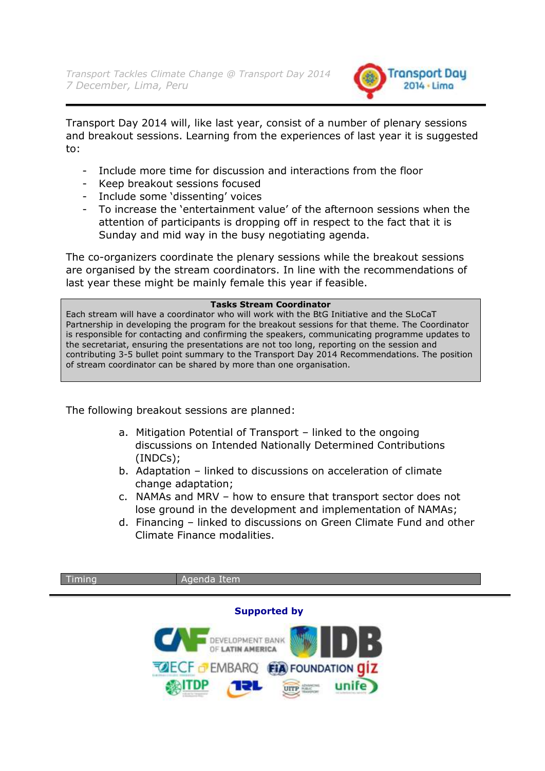Transport Day 2014 will, like last year, consist of a number of plenary sessions and breakout sessions. Learning from the experiences of last year it is suggested to:

- Include more time for discussion and interactions from the floor
- Keep breakout sessions focused
- Include some 'dissenting' voices
- To increase the 'entertainment value' of the afternoon sessions when the attention of participants is dropping off in respect to the fact that it is Sunday and mid way in the busy negotiating agenda.

The co-organizers coordinate the plenary sessions while the breakout sessions are organised by the stream coordinators. In line with the recommendations of last year these might be mainly female this year if feasible.

| **Tasks Stream Coordinator** |
|---|
| Each stream will have a coordinator who will work with the BtG Initiative and the SLoCaT Partnership in developing the program for the breakout sessions for that theme. The Coordinator is responsible for contacting and confirming the speakers, communicating programme updates to the secretariat, ensuring the presentations are not too long, reporting on the session and contributing 3-5 bullet point summary to the Transport Day 2014 Recommendations. The position of stream coordinator can be shared by more than one organisation. |

The following breakout sessions are planned:

a. Mitigation Potential of Transport – linked to the ongoing discussions on Intended Nationally Determined Contributions (INDCs);
b. Adaptation – linked to discussions on acceleration of climate change adaptation;
c. NAMAs and MRV – how to ensure that transport sector does not lose ground in the development and implementation of NAMAs;
d. Financing – linked to discussions on Green Climate Fund and other Climate Finance modalities.

| Timing | Agenda Item |
|---|---|

**Supported by**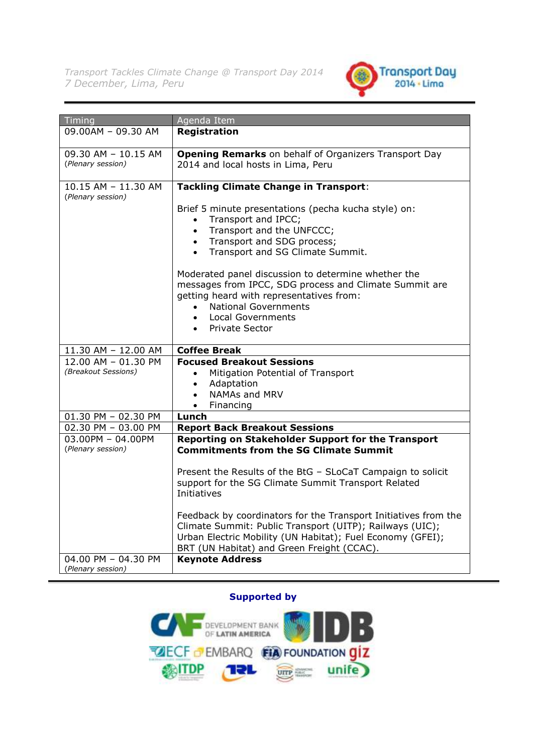*Transport Tackles Climate Change @ Transport Day 2014*
*7 December, Lima, Peru*

| Timing | Agenda Item |
|---|---|
| 09.00AM – 09.30 AM | **Registration** |
| 09.30 AM – 10.15 AM *(Plenary session)* | **Opening Remarks** on behalf of Organizers Transport Day 2014 and local hosts in Lima, Peru |
| 10.15 AM – 11.30 AM *(Plenary session)* | **Tackling Climate Change in Transport**:<br><br>Brief 5 minute presentations (pecha kucha style) on:<br>• Transport and IPCC;<br>• Transport and the UNFCCC;<br>• Transport and SDG process;<br>• Transport and SG Climate Summit.<br><br>Moderated panel discussion to determine whether the messages from IPCC, SDG process and Climate Summit are getting heard with representatives from:<br>• National Governments<br>• Local Governments<br>• Private Sector |
| 11.30 AM – 12.00 AM | **Coffee Break** |
| 12.00 AM – 01.30 PM *(Breakout Sessions)* | **Focused Breakout Sessions**<br>• Mitigation Potential of Transport<br>• Adaptation<br>• NAMAs and MRV<br>• Financing |
| 01.30 PM – 02.30 PM | **Lunch** |
| 02.30 PM – 03.00 PM | **Report Back Breakout Sessions** |
| 03.00PM – 04.00PM *(Plenary session)* | **Reporting on Stakeholder Support for the Transport Commitments from the SG Climate Summit**<br><br>Present the Results of the BtG – SLoCaT Campaign to solicit support for the SG Climate Summit Transport Related Initiatives<br><br>Feedback by coordinators for the Transport Initiatives from the Climate Summit: Public Transport (UITP); Railways (UIC); Urban Electric Mobility (UN Habitat); Fuel Economy (GFEI); BRT (UN Habitat) and Green Freight (CCAC). |
| 04.00 PM – 04.30 PM *(Plenary session)* | **Keynote Address** |

**Supported by**

CAF Development Bank of Latin America, IDB, ECF, EMBARQ, FIA Foundation, giz, ITDP, TRL, UITP, unife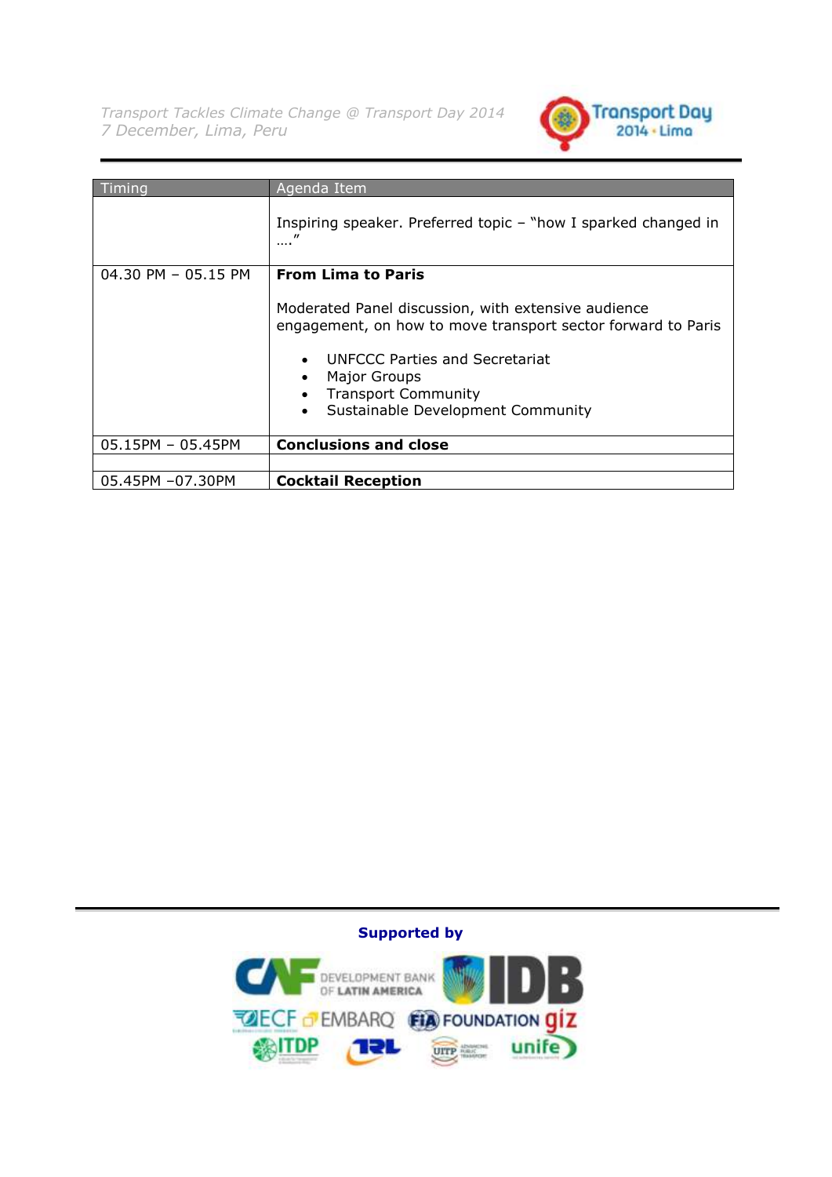| Timing | Agenda Item |
| --- | --- |
| | Inspiring speaker. Preferred topic – "how I sparked changed in ...." |
| 04.30 PM – 05.15 PM | **From Lima to Paris**<br><br>Moderated Panel discussion, with extensive audience engagement, on how to move transport sector forward to Paris<br><br>• UNFCCC Parties and Secretariat<br>• Major Groups<br>• Transport Community<br>• Sustainable Development Community |
| 05.15PM – 05.45PM | **Conclusions and close** |
| | |
| 05.45PM –07.30PM | **Cocktail Reception** |

**Supported by**

CAF Development Bank of Latin America, IDB, ECF, EMBARQ, FIA Foundation, giz, ITDP, TRL, UITP, unife